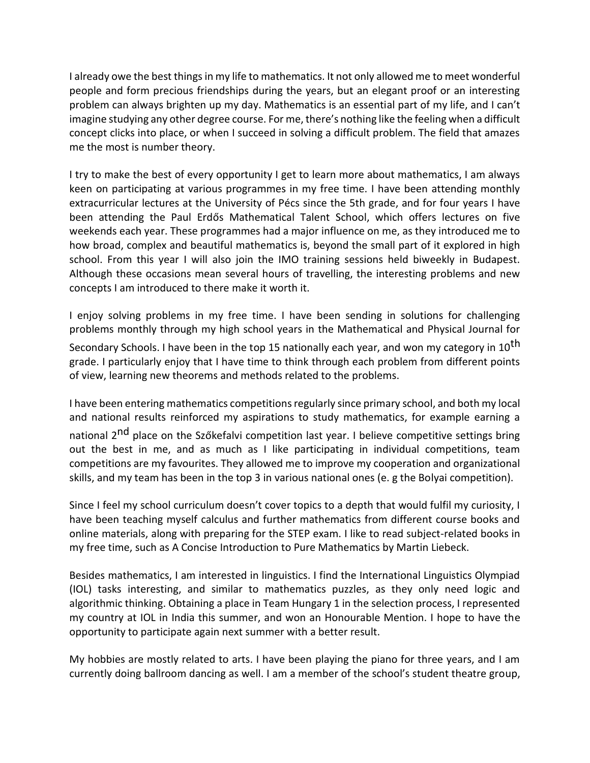I already owe the best things in my life to mathematics. It not only allowed me to meet wonderful people and form precious friendships during the years, but an elegant proof or an interesting problem can always brighten up my day. Mathematics is an essential part of my life, and I can't imagine studying any other degree course. For me, there's nothing like the feeling when a difficult concept clicks into place, or when I succeed in solving a difficult problem. The field that amazes me the most is number theory.

I try to make the best of every opportunity I get to learn more about mathematics, I am always keen on participating at various programmes in my free time. I have been attending monthly extracurricular lectures at the University of Pécs since the 5th grade, and for four years I have been attending the Paul Erdős Mathematical Talent School, which offers lectures on five weekends each year. These programmes had a major influence on me, as they introduced me to how broad, complex and beautiful mathematics is, beyond the small part of it explored in high school. From this year I will also join the IMO training sessions held biweekly in Budapest. Although these occasions mean several hours of travelling, the interesting problems and new concepts I am introduced to there make it worth it.

I enjoy solving problems in my free time. I have been sending in solutions for challenging problems monthly through my high school years in the Mathematical and Physical Journal for Secondary Schools. I have been in the top 15 nationally each year, and won my category in 10th grade. I particularly enjoy that I have time to think through each problem from different points of view, learning new theorems and methods related to the problems.

I have been entering mathematics competitions regularly since primary school, and both my local and national results reinforced my aspirations to study mathematics, for example earning a national 2nd place on the Szőkefalvi competition last year. I believe competitive settings bring out the best in me, and as much as I like participating in individual competitions, team competitions are my favourites. They allowed me to improve my cooperation and organizational skills, and my team has been in the top 3 in various national ones (e. g the Bolyai competition).

Since I feel my school curriculum doesn't cover topics to a depth that would fulfil my curiosity, I have been teaching myself calculus and further mathematics from different course books and online materials, along with preparing for the STEP exam. I like to read subject-related books in my free time, such as A Concise Introduction to Pure Mathematics by Martin Liebeck.

Besides mathematics, I am interested in linguistics. I find the International Linguistics Olympiad (IOL) tasks interesting, and similar to mathematics puzzles, as they only need logic and algorithmic thinking. Obtaining a place in Team Hungary 1 in the selection process, I represented my country at IOL in India this summer, and won an Honourable Mention. I hope to have the opportunity to participate again next summer with a better result.

My hobbies are mostly related to arts. I have been playing the piano for three years, and I am currently doing ballroom dancing as well. I am a member of the school's student theatre group,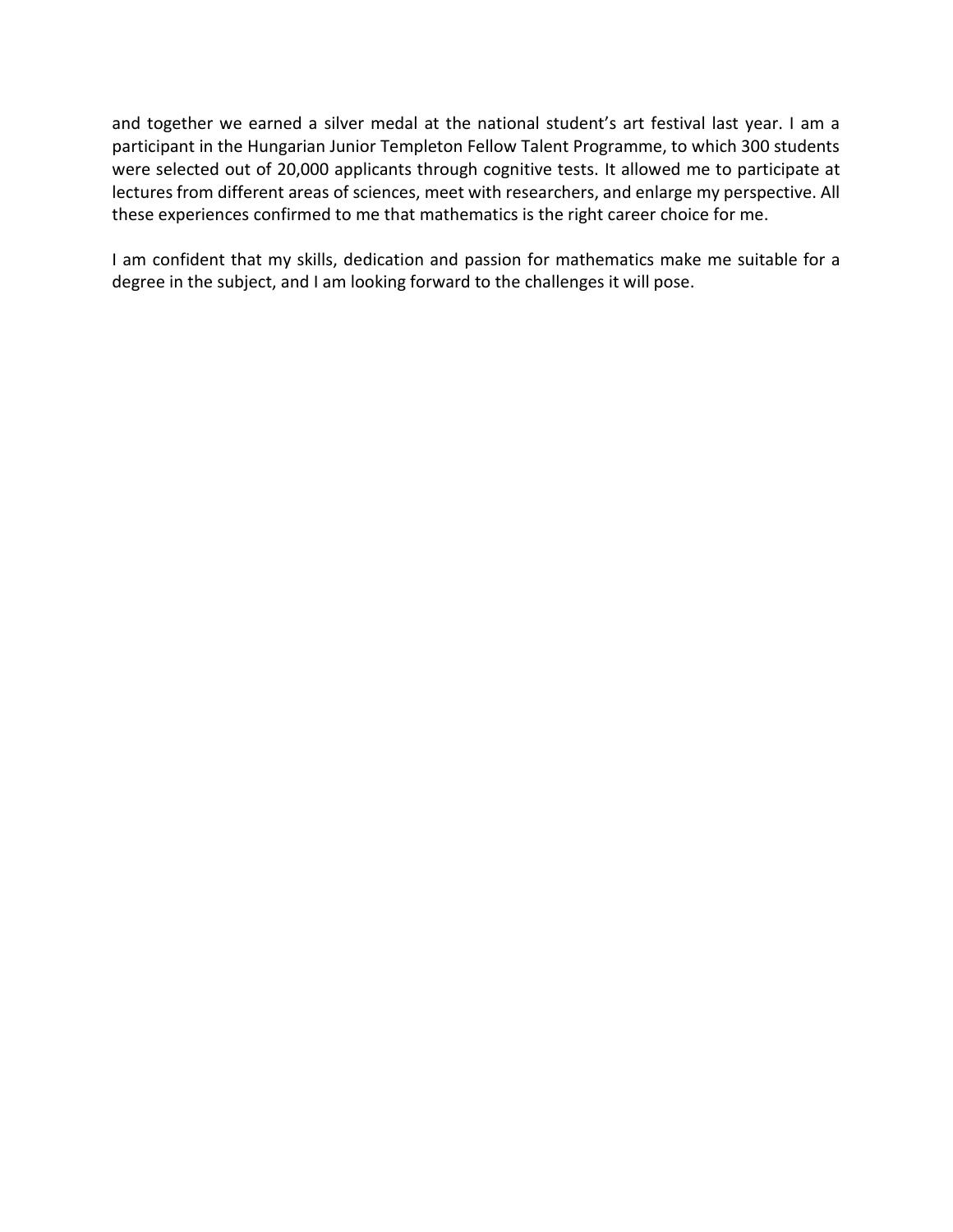and together we earned a silver medal at the national student's art festival last year. I am a participant in the Hungarian Junior Templeton Fellow Talent Programme, to which 300 students were selected out of 20,000 applicants through cognitive tests. It allowed me to participate at lectures from different areas of sciences, meet with researchers, and enlarge my perspective. All these experiences confirmed to me that mathematics is the right career choice for me.

I am confident that my skills, dedication and passion for mathematics make me suitable for a degree in the subject, and I am looking forward to the challenges it will pose.